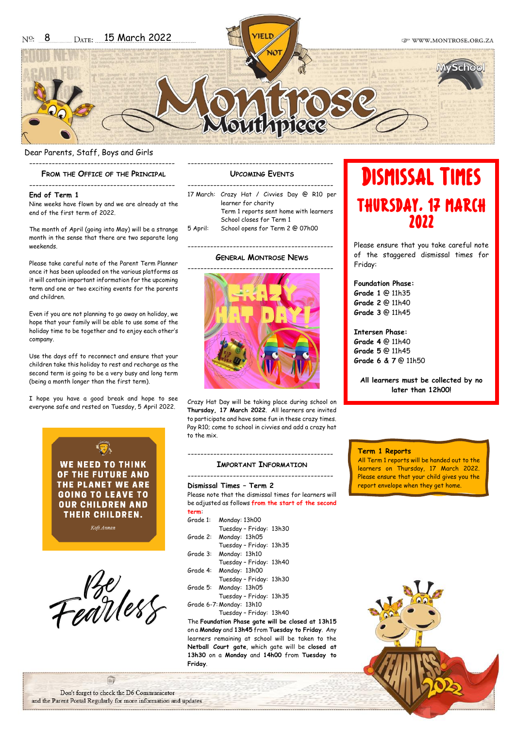No: 8 Date: 15 March 2022

# Montrose Mouthpiece

Dear Parents, Staff, Boys and Girls

## From the Office of the Principal

**End of Term 1**

Nine weeks have flown by and we are already at the end of the first term of 2022.

The month of April (going into May) will be a strange month in the sense that there are two separate long weekends.

Please take careful note of the Parent Term Planner once it has been uploaded on the various platforms as it will contain important information for the upcoming term and one or two exciting events for the parents and children.

Even if you are not planning to go away on holiday, we hope that your family will be able to use some of the holiday time to be together and to enjoy each other's company.

Use the days off to reconnect and ensure that your children take this holiday to rest and recharge as the second term is going to be a very busy and long term (being a month longer than the first term).

I hope you have a good break and hope to see everyone safe and rested on Tuesday, 5 April 2022.

**WE NEED TO THINK OF THE FUTURE AND THE PLANET WE ARE GOING TO LEAVE TO OUR CHILDREN AND THEIR CHILDREN.**

*Kofi Annan*

Be Fearless

## Upcoming Events

17 March: Crazy Hat / Civvies Day @ R10 per learner for charity
Term 1 reports sent home with learners
School closes for Term 1

5 April: School opens for Term 2 @ 07h00

## General Montrose News

CRAZY HAT DAY!

Crazy Hat Day will be taking place during school on **Thursday, 17 March 2022**. All learners are invited to participate and have some fun in these crazy times. Pay R10; come to school in civvies and add a crazy hat to the mix.

## Important Information

**Dismissal Times – Term 2**

Please note that the dismissal times for learners will be adjusted as follows **from the start of the second term**:

Grade 1: Monday: 13h00
Tuesday – Friday: 13h30

Grade 2: Monday: 13h05
Tuesday – Friday: 13h35

Grade 3: Monday: 13h10
Tuesday – Friday: 13h40

Grade 4: Monday: 13h00
Tuesday – Friday: 13h30

Grade 5: Monday: 13h05
Tuesday – Friday: 13h35

Grade 6-7: Monday: 13h10
Tuesday – Friday: 13h40

The **Foundation Phase gate will be closed at 13h15** on a **Monday** and **13h45** from **Tuesday to Friday**. Any learners remaining at school will be taken to the **Netball Court gate**, which gate will be **closed at 13h30** on a **Monday** and **14h00** from **Tuesday to Friday**.

## Dismissal Times

### Thursday, 17 March 2022

Please ensure that you take careful note of the staggered dismissal times for Friday:

**Foundation Phase:**
**Grade 1** @ 11h35
**Grade 2** @ 11h40
**Grade 3** @ 11h45

**Intersen Phase:**
**Grade 4** @ 11h40
**Grade 5** @ 11h45
**Grade 6 & 7** @ 11h50

**All learners must be collected by no later than 12h00!**

**Term 1 Reports**

All Term 1 reports will be handed out to the learners on Thursday, 17 March 2022. Please ensure that your child gives you the report envelope when they get home.

FEARLESS 2022

Don't forget to check the D6 Communicator and the Parent Portal Regularly for more information and updates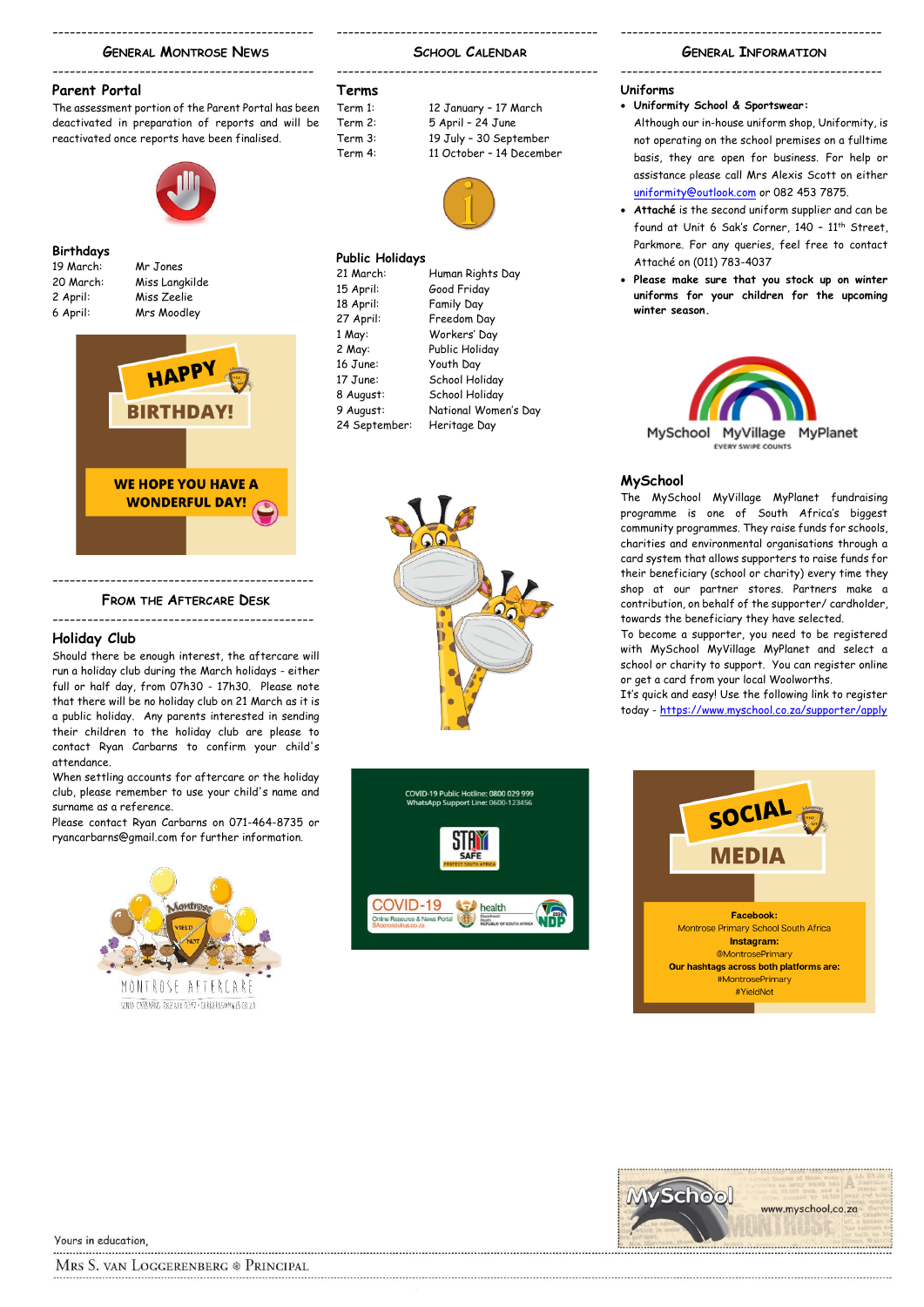## General Montrose News

### Parent Portal

The assessment portion of the Parent Portal has been deactivated in preparation of reports and will be reactivated once reports have been finalised.

### Birthdays

| | |
|---|---|
| 19 March: | Mr Jones |
| 20 March: | Miss Langkilde |
| 2 April: | Miss Zeelie |
| 6 April: | Mrs Moodley |

HAPPY BIRTHDAY!

WE HOPE YOU HAVE A WONDERFUL DAY!

## From the Aftercare Desk

### Holiday Club

Should there be enough interest, the aftercare will run a holiday club during the March holidays - either full or half day, from 07h30 - 17h30. Please note that there will be no holiday club on 21 March as it is a public holiday. Any parents interested in sending their children to the holiday club are please to contact Ryan Carbarns to confirm your child's attendance.

When settling accounts for aftercare or the holiday club, please remember to use your child's name and surname as a reference.

Please contact Ryan Carbarns on 071-464-8735 or ryancarbarns@gmail.com for further information.

## School Calendar

### Terms

| | |
|---|---|
| Term 1: | 12 January – 17 March |
| Term 2: | 5 April – 24 June |
| Term 3: | 19 July – 30 September |
| Term 4: | 11 October – 14 December |

### Public Holidays

| | |
|---|---|
| 21 March: | Human Rights Day |
| 15 April: | Good Friday |
| 18 April: | Family Day |
| 27 April: | Freedom Day |
| 1 May: | Workers' Day |
| 2 May: | Public Holiday |
| 16 June: | Youth Day |
| 17 June: | School Holiday |
| 8 August: | School Holiday |
| 9 August: | National Women's Day |
| 24 September: | Heritage Day |

COVID-19 Public Hotline: 0800 029 999
WhatsApp Support Line: 0600-123456

## General Information

### Uniforms

- **Uniformity School & Sportswear:** Although our in-house uniform shop, Uniformity, is not operating on the school premises on a fulltime basis, they are open for business. For help or assistance please call Mrs Alexis Scott on either uniformity@outlook.com or 082 453 7875.
- ***Attaché*** is the second uniform supplier and can be found at Unit 6 Sak's Corner, 140 – 11th Street, Parkmore. For any queries, feel free to contact Attaché on (011) 783-4037
- **Please make sure that you stock up on winter uniforms for your children for the upcoming winter season.**

### MySchool

The MySchool MyVillage MyPlanet fundraising programme is one of South Africa's biggest community programmes. They raise funds for schools, charities and environmental organisations through a card system that allows supporters to raise funds for their beneficiary (school or charity) every time they shop at our partner stores. Partners make a contribution, on behalf of the supporter/ cardholder, towards the beneficiary they have selected.

To become a supporter, you need to be registered with MySchool MyVillage MyPlanet and select a school or charity to support. You can register online or get a card from your local Woolworths.

It's quick and easy! Use the following link to register today - https://www.myschool.co.za/supporter/apply

SOCIAL MEDIA

**Facebook:**
Montrose Primary School South Africa
**Instagram:**
@MontrosePrimary
**Our hashtags across both platforms are:**
#MontrosePrimary
#YieldNot

www.myschool.co.za

Yours in education,

Mrs S. van Loggerenberg ❁ Principal